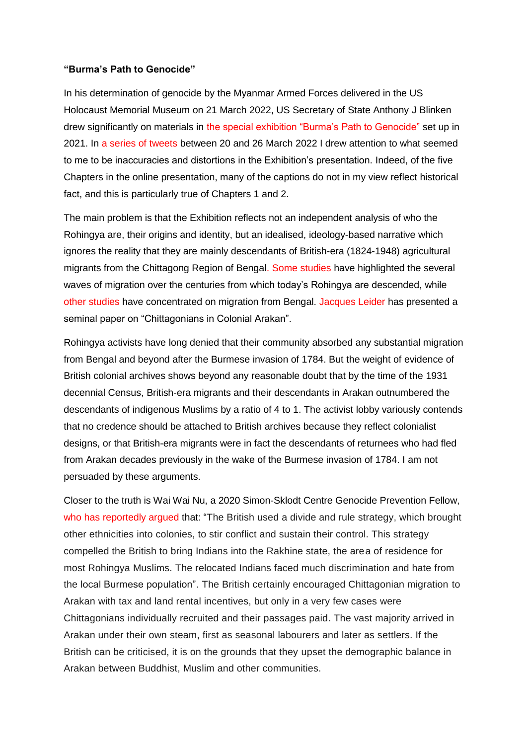**“Burma’s Path to Genocide”**

In his determination of genocide by the Myanmar Armed Forces delivered in the US Holocaust Memorial Museum on 21 March 2022, US Secretary of State Anthony J Blinken drew significantly on materials in the special exhibition “Burma’s Path to Genocide” set up in 2021. In a series of tweets between 20 and 26 March 2022 I drew attention to what seemed to me to be inaccuracies and distortions in the Exhibition’s presentation. Indeed, of the five Chapters in the online presentation, many of the captions do not in my view reflect historical fact, and this is particularly true of Chapters 1 and 2.

The main problem is that the Exhibition reflects not an independent analysis of who the Rohingya are, their origins and identity, but an idealised, ideology-based narrative which ignores the reality that they are mainly descendants of British-era (1824-1948) agricultural migrants from the Chittagong Region of Bengal. Some studies have highlighted the several waves of migration over the centuries from which today’s Rohingya are descended, while other studies have concentrated on migration from Bengal. Jacques Leider has presented a seminal paper on “Chittagonians in Colonial Arakan”.

Rohingya activists have long denied that their community absorbed any substantial migration from Bengal and beyond after the Burmese invasion of 1784. But the weight of evidence of British colonial archives shows beyond any reasonable doubt that by the time of the 1931 decennial Census, British-era migrants and their descendants in Arakan outnumbered the descendants of indigenous Muslims by a ratio of 4 to 1. The activist lobby variously contends that no credence should be attached to British archives because they reflect colonialist designs, or that British-era migrants were in fact the descendants of returnees who had fled from Arakan decades previously in the wake of the Burmese invasion of 1784. I am not persuaded by these arguments.

Closer to the truth is Wai Wai Nu, a 2020 Simon-Sklodt Centre Genocide Prevention Fellow, who has reportedly argued that: “The British used a divide and rule strategy, which brought other ethnicities into colonies, to stir conflict and sustain their control. This strategy compelled the British to bring Indians into the Rakhine state, the area of residence for most Rohingya Muslims. The relocated Indians faced much discrimination and hate from the local Burmese population”. The British certainly encouraged Chittagonian migration to Arakan with tax and land rental incentives, but only in a very few cases were Chittagonians individually recruited and their passages paid. The vast majority arrived in Arakan under their own steam, first as seasonal labourers and later as settlers. If the British can be criticised, it is on the grounds that they upset the demographic balance in Arakan between Buddhist, Muslim and other communities.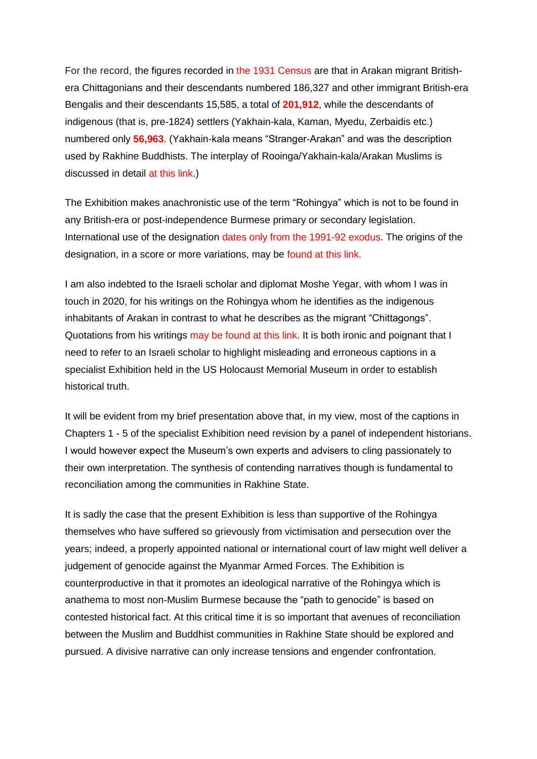For the record, the figures recorded in the 1931 Census are that in Arakan migrant British-era Chittagonians and their descendants numbered 186,327 and other immigrant British-era Bengalis and their descendants 15,585, a total of **201,912**, while the descendants of indigenous (that is, pre-1824) settlers (Yakhain-kala, Kaman, Myedu, Zerbaidis etc.) numbered only **56,963**. (Yakhain-kala means "Stranger-Arakan" and was the description used by Rakhine Buddhists. The interplay of Rooinga/Yakhain-kala/Arakan Muslims is discussed in detail at this link.)

The Exhibition makes anachronistic use of the term "Rohingya" which is not to be found in any British-era or post-independence Burmese primary or secondary legislation. International use of the designation dates only from the 1991-92 exodus. The origins of the designation, in a score or more variations, may be found at this link.

I am also indebted to the Israeli scholar and diplomat Moshe Yegar, with whom I was in touch in 2020, for his writings on the Rohingya whom he identifies as the indigenous inhabitants of Arakan in contrast to what he describes as the migrant "Chittagongs". Quotations from his writings may be found at this link. It is both ironic and poignant that I need to refer to an Israeli scholar to highlight misleading and erroneous captions in a specialist Exhibition held in the US Holocaust Memorial Museum in order to establish historical truth.

It will be evident from my brief presentation above that, in my view, most of the captions in Chapters 1 - 5 of the specialist Exhibition need revision by a panel of independent historians. I would however expect the Museum's own experts and advisers to cling passionately to their own interpretation. The synthesis of contending narratives though is fundamental to reconciliation among the communities in Rakhine State.

It is sadly the case that the present Exhibition is less than supportive of the Rohingya themselves who have suffered so grievously from victimisation and persecution over the years; indeed, a properly appointed national or international court of law might well deliver a judgement of genocide against the Myanmar Armed Forces. The Exhibition is counterproductive in that it promotes an ideological narrative of the Rohingya which is anathema to most non-Muslim Burmese because the "path to genocide" is based on contested historical fact. At this critical time it is so important that avenues of reconciliation between the Muslim and Buddhist communities in Rakhine State should be explored and pursued. A divisive narrative can only increase tensions and engender confrontation.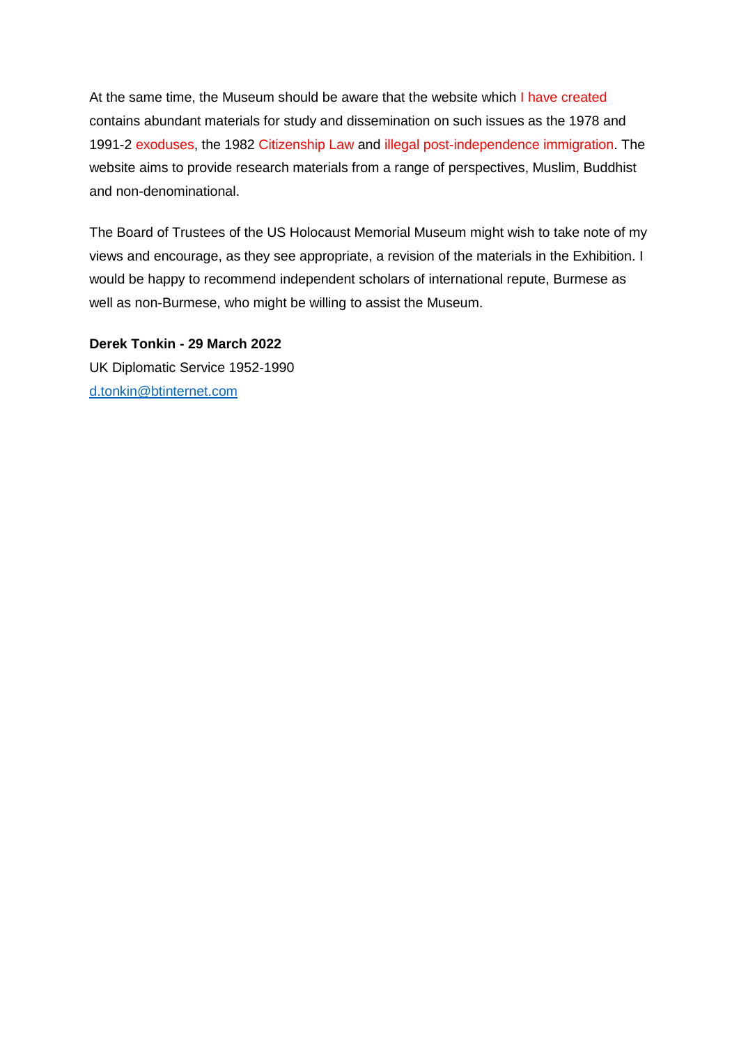At the same time, the Museum should be aware that the website which I have created contains abundant materials for study and dissemination on such issues as the 1978 and 1991-2 exoduses, the 1982 Citizenship Law and illegal post-independence immigration. The website aims to provide research materials from a range of perspectives, Muslim, Buddhist and non-denominational.

The Board of Trustees of the US Holocaust Memorial Museum might wish to take note of my views and encourage, as they see appropriate, a revision of the materials in the Exhibition. I would be happy to recommend independent scholars of international repute, Burmese as well as non-Burmese, who might be willing to assist the Museum.

**Derek Tonkin - 29 March 2022**
UK Diplomatic Service 1952-1990
d.tonkin@btinternet.com